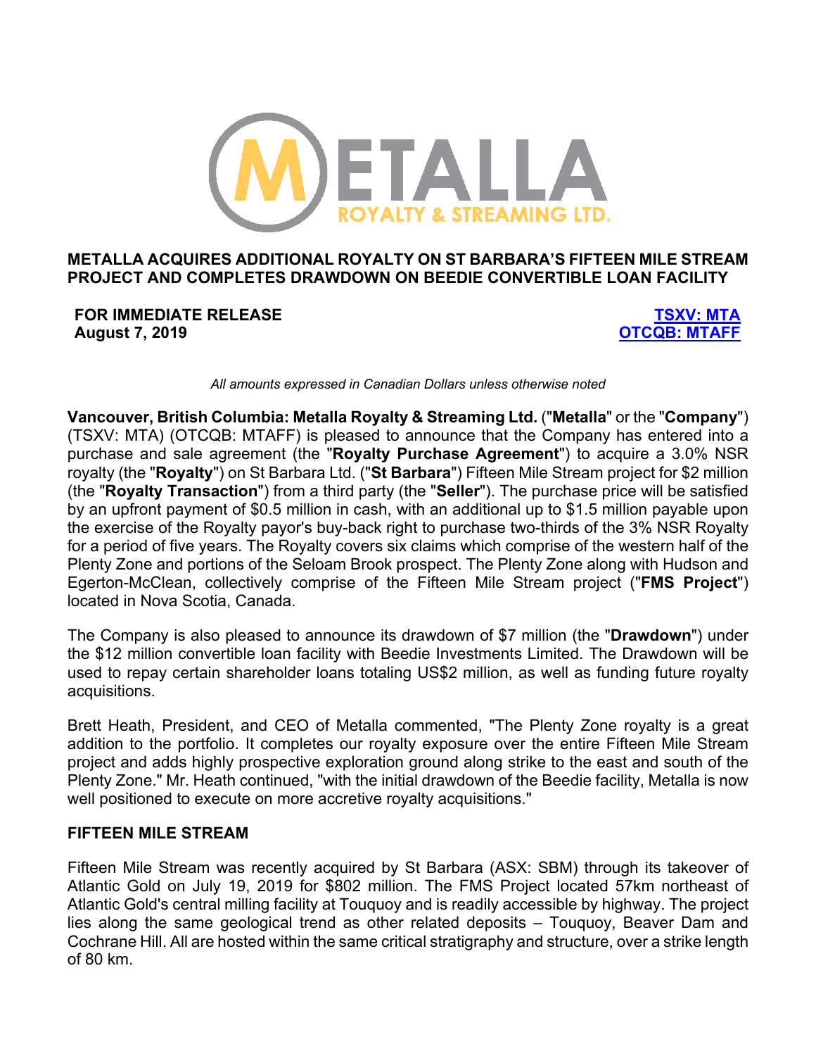# METALLA ROYALTY & STREAMING LTD.

## METALLA ACQUIRES ADDITIONAL ROYALTY ON ST BARBARA'S FIFTEEN MILE STREAM PROJECT AND COMPLETES DRAWDOWN ON BEEDIE CONVERTIBLE LOAN FACILITY

**FOR IMMEDIATE RELEASE**
**August 7, 2019**

**TSXV: MTA**
**OTCQB: MTAFF**

*All amounts expressed in Canadian Dollars unless otherwise noted*

**Vancouver, British Columbia: Metalla Royalty & Streaming Ltd.** ("**Metalla**" or the "**Company**") (TSXV: MTA) (OTCQB: MTAFF) is pleased to announce that the Company has entered into a purchase and sale agreement (the "**Royalty Purchase Agreement**") to acquire a 3.0% NSR royalty (the "**Royalty**") on St Barbara Ltd. ("**St Barbara**") Fifteen Mile Stream project for $2 million (the "**Royalty Transaction**") from a third party (the "**Seller**"). The purchase price will be satisfied by an upfront payment of $0.5 million in cash, with an additional up to $1.5 million payable upon the exercise of the Royalty payor's buy-back right to purchase two-thirds of the 3% NSR Royalty for a period of five years. The Royalty covers six claims which comprise of the western half of the Plenty Zone and portions of the Seloam Brook prospect. The Plenty Zone along with Hudson and Egerton-McClean, collectively comprise of the Fifteen Mile Stream project ("**FMS Project**") located in Nova Scotia, Canada.

The Company is also pleased to announce its drawdown of $7 million (the "**Drawdown**") under the $12 million convertible loan facility with Beedie Investments Limited. The Drawdown will be used to repay certain shareholder loans totaling US$2 million, as well as funding future royalty acquisitions.

Brett Heath, President, and CEO of Metalla commented, "The Plenty Zone royalty is a great addition to the portfolio. It completes our royalty exposure over the entire Fifteen Mile Stream project and adds highly prospective exploration ground along strike to the east and south of the Plenty Zone." Mr. Heath continued, "with the initial drawdown of the Beedie facility, Metalla is now well positioned to execute on more accretive royalty acquisitions."

### FIFTEEN MILE STREAM

Fifteen Mile Stream was recently acquired by St Barbara (ASX: SBM) through its takeover of Atlantic Gold on July 19, 2019 for $802 million. The FMS Project located 57km northeast of Atlantic Gold's central milling facility at Touquoy and is readily accessible by highway. The project lies along the same geological trend as other related deposits – Touquoy, Beaver Dam and Cochrane Hill. All are hosted within the same critical stratigraphy and structure, over a strike length of 80 km.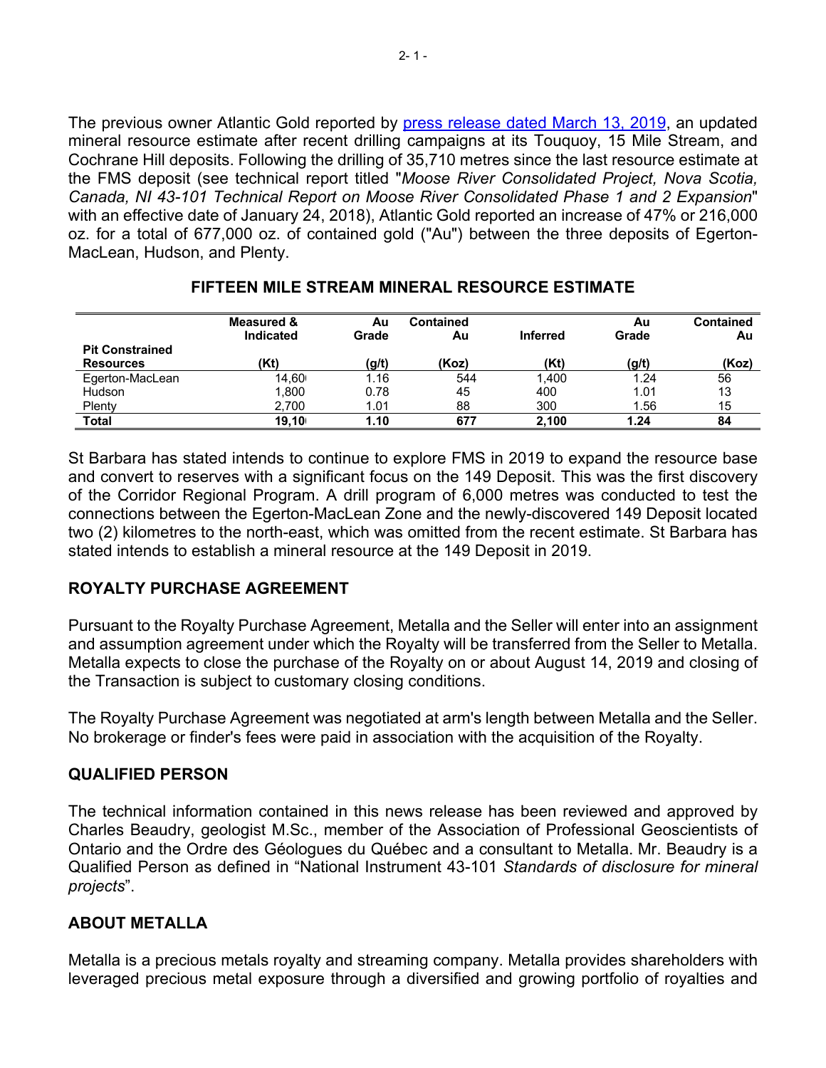The previous owner Atlantic Gold reported by [press release dated March 13, 2019](), an updated mineral resource estimate after recent drilling campaigns at its Touquoy, 15 Mile Stream, and Cochrane Hill deposits. Following the drilling of 35,710 metres since the last resource estimate at the FMS deposit (see technical report titled "*Moose River Consolidated Project, Nova Scotia, Canada, NI 43-101 Technical Report on Moose River Consolidated Phase 1 and 2 Expansion*" with an effective date of January 24, 2018), Atlantic Gold reported an increase of 47% or 216,000 oz. for a total of 677,000 oz. of contained gold ("Au") between the three deposits of Egerton-MacLean, Hudson, and Plenty.

**FIFTEEN MILE STREAM MINERAL RESOURCE ESTIMATE**

| Pit Constrained Resources | Measured & Indicated (Kt) | Au Grade (g/t) | Contained Au (Koz) | Inferred (Kt) | Au Grade (g/t) | Contained Au (Koz) |
|---|---|---|---|---|---|---|
| Egerton-MacLean | 14,60 | 1.16 | 544 | 1,400 | 1.24 | 56 |
| Hudson | 1,800 | 0.78 | 45 | 400 | 1.01 | 13 |
| Plenty | 2,700 | 1.01 | 88 | 300 | 1.56 | 15 |
| **Total** | **19,10** | **1.10** | **677** | **2,100** | **1.24** | **84** |

St Barbara has stated intends to continue to explore FMS in 2019 to expand the resource base and convert to reserves with a significant focus on the 149 Deposit. This was the first discovery of the Corridor Regional Program. A drill program of 6,000 metres was conducted to test the connections between the Egerton-MacLean Zone and the newly-discovered 149 Deposit located two (2) kilometres to the north-east, which was omitted from the recent estimate. St Barbara has stated intends to establish a mineral resource at the 149 Deposit in 2019.

## ROYALTY PURCHASE AGREEMENT

Pursuant to the Royalty Purchase Agreement, Metalla and the Seller will enter into an assignment and assumption agreement under which the Royalty will be transferred from the Seller to Metalla. Metalla expects to close the purchase of the Royalty on or about August 14, 2019 and closing of the Transaction is subject to customary closing conditions.

The Royalty Purchase Agreement was negotiated at arm's length between Metalla and the Seller. No brokerage or finder's fees were paid in association with the acquisition of the Royalty.

## QUALIFIED PERSON

The technical information contained in this news release has been reviewed and approved by Charles Beaudry, geologist M.Sc., member of the Association of Professional Geoscientists of Ontario and the Ordre des Géologues du Québec and a consultant to Metalla. Mr. Beaudry is a Qualified Person as defined in "National Instrument 43-101 *Standards of disclosure for mineral projects*".

## ABOUT METALLA

Metalla is a precious metals royalty and streaming company. Metalla provides shareholders with leveraged precious metal exposure through a diversified and growing portfolio of royalties and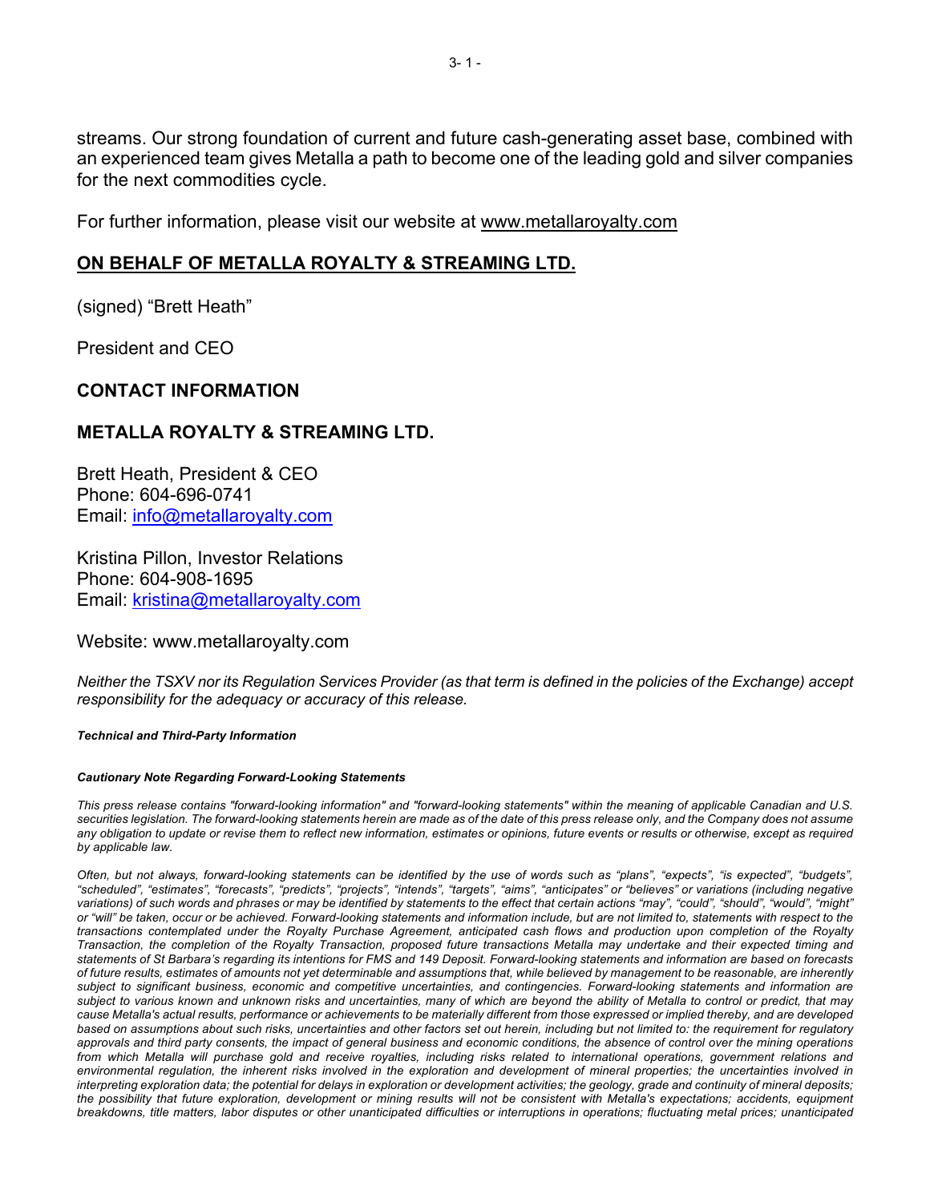streams. Our strong foundation of current and future cash-generating asset base, combined with an experienced team gives Metalla a path to become one of the leading gold and silver companies for the next commodities cycle.

For further information, please visit our website at www.metallaroyalty.com

**ON BEHALF OF METALLA ROYALTY & STREAMING LTD.**

(signed) “Brett Heath”

President and CEO

**CONTACT INFORMATION**

**METALLA ROYALTY & STREAMING LTD.**

Brett Heath, President & CEO
Phone: 604-696-0741
Email: info@metallaroyalty.com

Kristina Pillon, Investor Relations
Phone: 604-908-1695
Email: kristina@metallaroyalty.com

Website: www.metallaroyalty.com

*Neither the TSXV nor its Regulation Services Provider (as that term is defined in the policies of the Exchange) accept responsibility for the adequacy or accuracy of this release.*

***Technical and Third-Party Information***

***Cautionary Note Regarding Forward-Looking Statements***

*This press release contains "forward-looking information" and "forward-looking statements" within the meaning of applicable Canadian and U.S. securities legislation. The forward-looking statements herein are made as of the date of this press release only, and the Company does not assume any obligation to update or revise them to reflect new information, estimates or opinions, future events or results or otherwise, except as required by applicable law.*

*Often, but not always, forward-looking statements can be identified by the use of words such as “plans”, “expects”, “is expected”, “budgets”, “scheduled”, “estimates”, “forecasts”, “predicts”, “projects”, “intends”, “targets”, “aims”, “anticipates” or “believes” or variations (including negative variations) of such words and phrases or may be identified by statements to the effect that certain actions “may”, “could”, “should”, “would”, “might” or “will” be taken, occur or be achieved. Forward-looking statements and information include, but are not limited to, statements with respect to the transactions contemplated under the Royalty Purchase Agreement, anticipated cash flows and production upon completion of the Royalty Transaction, the completion of the Royalty Transaction, proposed future transactions Metalla may undertake and their expected timing and statements of St Barbara’s regarding its intentions for FMS and 149 Deposit. Forward-looking statements and information are based on forecasts of future results, estimates of amounts not yet determinable and assumptions that, while believed by management to be reasonable, are inherently subject to significant business, economic and competitive uncertainties, and contingencies. Forward-looking statements and information are subject to various known and unknown risks and uncertainties, many of which are beyond the ability of Metalla to control or predict, that may cause Metalla's actual results, performance or achievements to be materially different from those expressed or implied thereby, and are developed based on assumptions about such risks, uncertainties and other factors set out herein, including but not limited to: the requirement for regulatory approvals and third party consents, the impact of general business and economic conditions, the absence of control over the mining operations from which Metalla will purchase gold and receive royalties, including risks related to international operations, government relations and environmental regulation, the inherent risks involved in the exploration and development of mineral properties; the uncertainties involved in interpreting exploration data; the potential for delays in exploration or development activities; the geology, grade and continuity of mineral deposits; the possibility that future exploration, development or mining results will not be consistent with Metalla's expectations; accidents, equipment breakdowns, title matters, labor disputes or other unanticipated difficulties or interruptions in operations; fluctuating metal prices; unanticipated*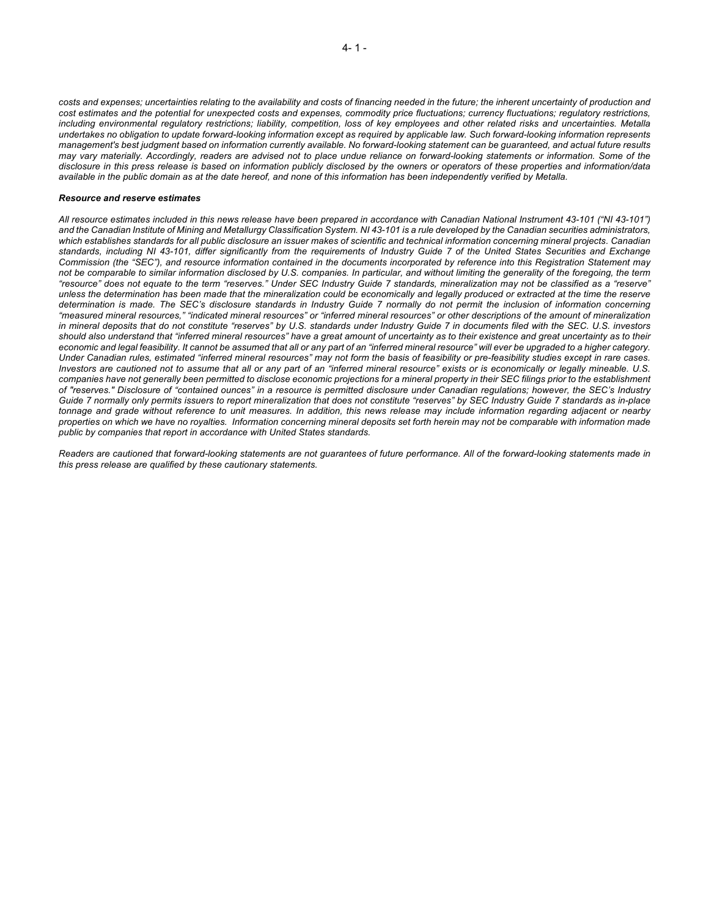*costs and expenses; uncertainties relating to the availability and costs of financing needed in the future; the inherent uncertainty of production and cost estimates and the potential for unexpected costs and expenses, commodity price fluctuations; currency fluctuations; regulatory restrictions, including environmental regulatory restrictions; liability, competition, loss of key employees and other related risks and uncertainties. Metalla undertakes no obligation to update forward-looking information except as required by applicable law. Such forward-looking information represents management's best judgment based on information currently available. No forward-looking statement can be guaranteed, and actual future results may vary materially. Accordingly, readers are advised not to place undue reliance on forward-looking statements or information. Some of the disclosure in this press release is based on information publicly disclosed by the owners or operators of these properties and information/data available in the public domain as at the date hereof, and none of this information has been independently verified by Metalla.*

***Resource and reserve estimates***

*All resource estimates included in this news release have been prepared in accordance with Canadian National Instrument 43-101 ("NI 43-101") and the Canadian Institute of Mining and Metallurgy Classification System. NI 43-101 is a rule developed by the Canadian securities administrators, which establishes standards for all public disclosure an issuer makes of scientific and technical information concerning mineral projects. Canadian standards, including NI 43-101, differ significantly from the requirements of Industry Guide 7 of the United States Securities and Exchange Commission (the "SEC"), and resource information contained in the documents incorporated by reference into this Registration Statement may not be comparable to similar information disclosed by U.S. companies. In particular, and without limiting the generality of the foregoing, the term "resource" does not equate to the term "reserves." Under SEC Industry Guide 7 standards, mineralization may not be classified as a "reserve" unless the determination has been made that the mineralization could be economically and legally produced or extracted at the time the reserve determination is made. The SEC's disclosure standards in Industry Guide 7 normally do not permit the inclusion of information concerning "measured mineral resources," "indicated mineral resources" or "inferred mineral resources" or other descriptions of the amount of mineralization in mineral deposits that do not constitute "reserves" by U.S. standards under Industry Guide 7 in documents filed with the SEC. U.S. investors should also understand that "inferred mineral resources" have a great amount of uncertainty as to their existence and great uncertainty as to their economic and legal feasibility. It cannot be assumed that all or any part of an "inferred mineral resource" will ever be upgraded to a higher category. Under Canadian rules, estimated "inferred mineral resources" may not form the basis of feasibility or pre-feasibility studies except in rare cases. Investors are cautioned not to assume that all or any part of an "inferred mineral resource" exists or is economically or legally mineable. U.S. companies have not generally been permitted to disclose economic projections for a mineral property in their SEC filings prior to the establishment of "reserves." Disclosure of "contained ounces" in a resource is permitted disclosure under Canadian regulations; however, the SEC's Industry Guide 7 normally only permits issuers to report mineralization that does not constitute "reserves" by SEC Industry Guide 7 standards as in-place tonnage and grade without reference to unit measures. In addition, this news release may include information regarding adjacent or nearby properties on which we have no royalties. Information concerning mineral deposits set forth herein may not be comparable with information made public by companies that report in accordance with United States standards.*

*Readers are cautioned that forward-looking statements are not guarantees of future performance. All of the forward-looking statements made in this press release are qualified by these cautionary statements.*